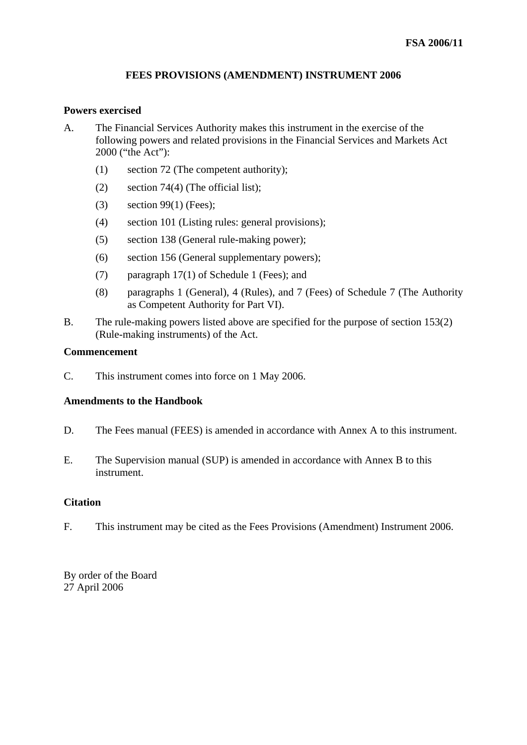**FSA 2006/11**

# FEES PROVISIONS (AMENDMENT) INSTRUMENT 2006

## Powers exercised

A. The Financial Services Authority makes this instrument in the exercise of the following powers and related provisions in the Financial Services and Markets Act 2000 ("the Act"):

(1) section 72 (The competent authority);

(2) section 74(4) (The official list);

(3) section 99(1) (Fees);

(4) section 101 (Listing rules: general provisions);

(5) section 138 (General rule-making power);

(6) section 156 (General supplementary powers);

(7) paragraph 17(1) of Schedule 1 (Fees); and

(8) paragraphs 1 (General), 4 (Rules), and 7 (Fees) of Schedule 7 (The Authority as Competent Authority for Part VI).

B. The rule-making powers listed above are specified for the purpose of section 153(2) (Rule-making instruments) of the Act.

## Commencement

C. This instrument comes into force on 1 May 2006.

## Amendments to the Handbook

D. The Fees manual (FEES) is amended in accordance with Annex A to this instrument.

E. The Supervision manual (SUP) is amended in accordance with Annex B to this instrument.

## Citation

F. This instrument may be cited as the Fees Provisions (Amendment) Instrument 2006.

By order of the Board
27 April 2006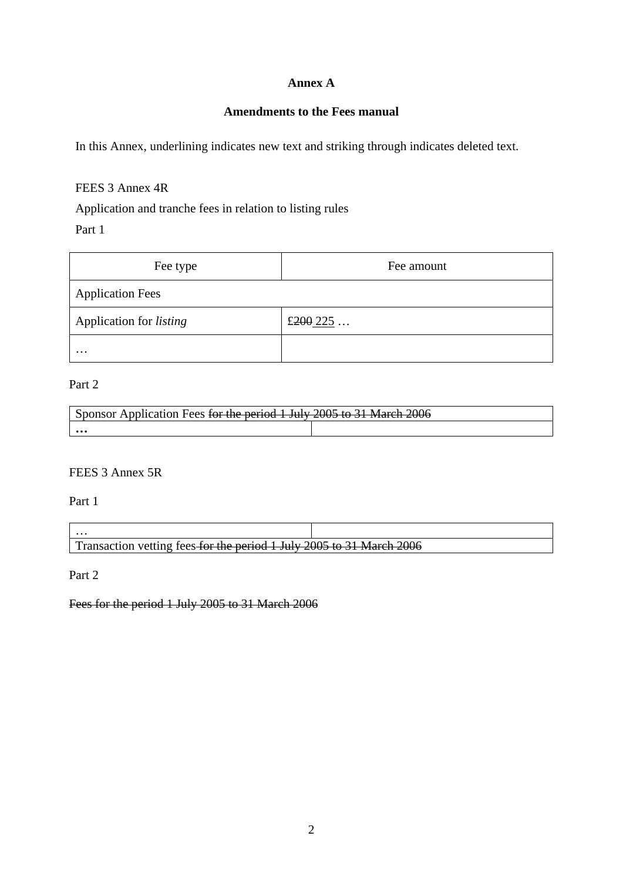**Annex A**

**Amendments to the Fees manual**

In this Annex, underlining indicates new text and striking through indicates deleted text.

FEES 3 Annex 4R

Application and tranche fees in relation to listing rules

Part 1

| Fee type | Fee amount |
|---|---|
| Application Fees | |
| Application for *listing* | £~~200~~ <u>225</u> … |
| … | |

Part 2

| Sponsor Application Fees ~~for the period 1 July 2005 to 31 March 2006~~ | |
|---|---|
| **…** | |

FEES 3 Annex 5R

Part 1

| … | |
|---|---|
| Transaction vetting fees ~~for the period 1 July 2005 to 31 March 2006~~ | |

Part 2

~~Fees for the period 1 July 2005 to 31 March 2006~~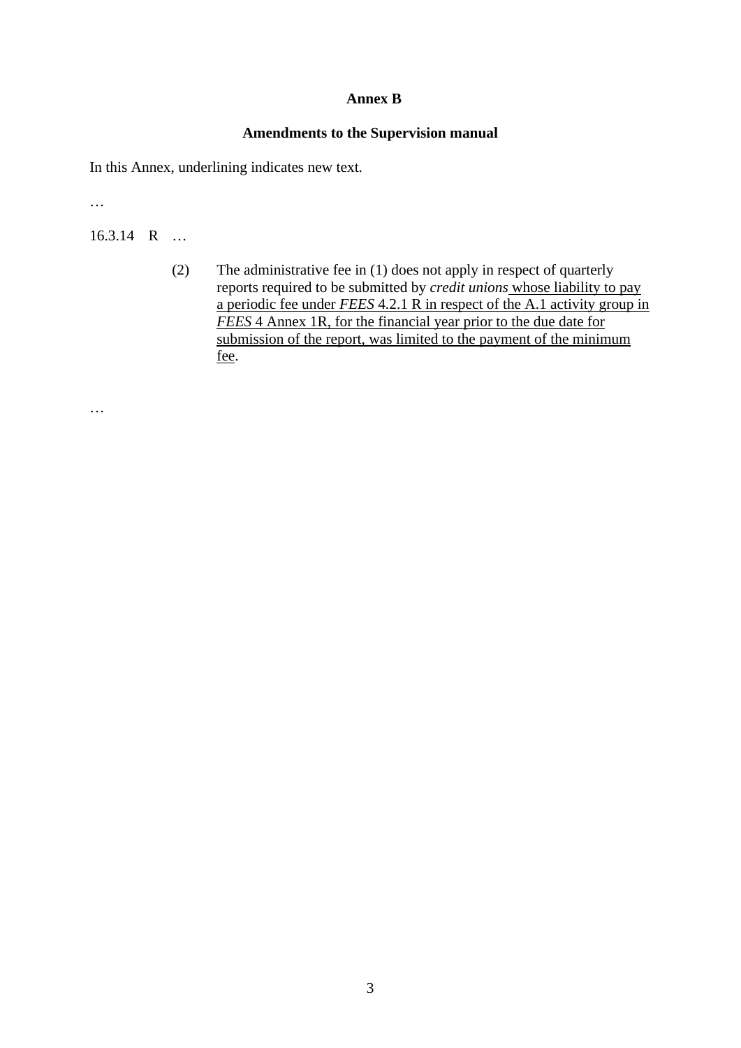**Annex B**

**Amendments to the Supervision manual**

In this Annex, underlining indicates new text.

…

16.3.14 R …

(2) The administrative fee in (1) does not apply in respect of quarterly reports required to be submitted by *credit unions* <u>whose liability to pay a periodic fee under *FEES* 4.2.1 R in respect of the A.1 activity group in *FEES* 4 Annex 1R, for the financial year prior to the due date for submission of the report, was limited to the payment of the minimum fee</u>.

…